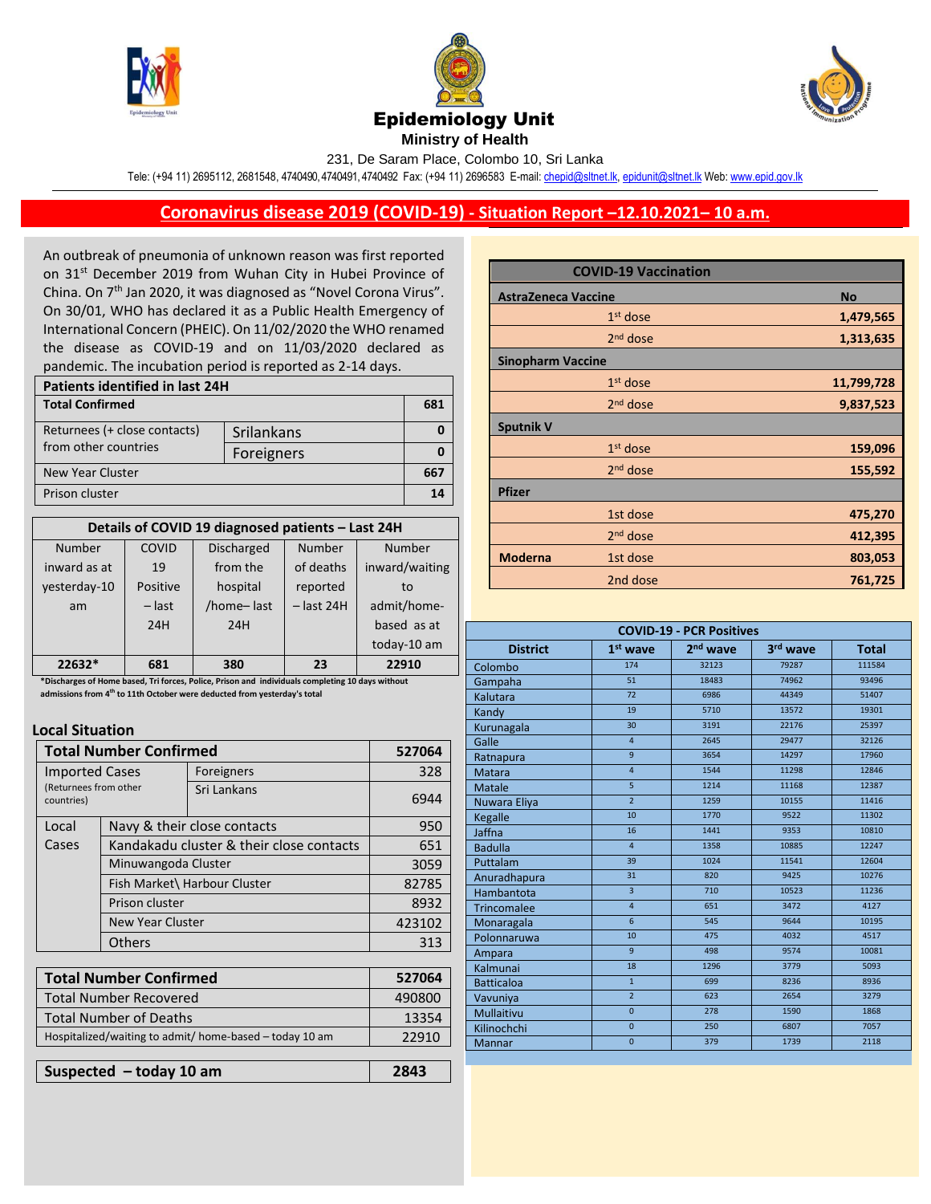# Epidemiology Unit

**Ministry of Health**

231, De Saram Place, Colombo 10, Sri Lanka

Tele: (+94 11) 2695112, 2681548, 4740490, 4740491, 4740492 Fax: (+94 11) 2696583 E-mail: chepid@sltnet.lk, epidunit@sltnet.lk Web: www.epid.gov.lk

## Coronavirus disease 2019 (COVID-19) - Situation Report –12.10.2021– 10 a.m.

An outbreak of pneumonia of unknown reason was first reported on 31st December 2019 from Wuhan City in Hubei Province of China. On 7th Jan 2020, it was diagnosed as "Novel Corona Virus". On 30/01, WHO has declared it as a Public Health Emergency of International Concern (PHEIC). On 11/02/2020 the WHO renamed the disease as COVID-19 and on 11/03/2020 declared as pandemic. The incubation period is reported as 2-14 days.

| Patients identified in last 24H | | |
|---|---|---|
| **Total Confirmed** | | **681** |
| Returnees (+ close contacts) from other countries | Srilankans | **0** |
| | Foreigners | **0** |
| New Year Cluster | | **667** |
| Prison cluster | | **14** |

| Details of COVID 19 diagnosed patients – Last 24H | | | | |
|---|---|---|---|---|
| Number inward as at yesterday-10 am | COVID 19 Positive – last 24H | Discharged from the hospital /home– last 24H | Number of deaths reported – last 24H | Number inward/waiting to admit/home-based as at today-10 am |
| **22632*** | **681** | **380** | **23** | **22910** |

***Discharges of Home based, Tri forces, Police, Prison and individuals completing 10 days without admissions from 4th to 11th October were deducted from yesterday's total**

### Local Situation

| **Total Number Confirmed** | | **527064** |
|---|---|---|
| Imported Cases (Returnees from other countries) | Foreigners | 328 |
| | Sri Lankans | 6944 |
| Local Cases | Navy & their close contacts | 950 |
| | Kandakadu cluster & their close contacts | 651 |
| | Minuwangoda Cluster | 3059 |
| | Fish Market\ Harbour Cluster | 82785 |
| | Prison cluster | 8932 |
| | New Year Cluster | 423102 |
| | Others | 313 |

| **Total Number Confirmed** | **527064** |
|---|---|
| Total Number Recovered | 490800 |
| Total Number of Deaths | 13354 |
| Hospitalized/waiting to admit/ home-based – today 10 am | 22910 |

| **Suspected – today 10 am** | **2843** |
|---|---|

| COVID-19 Vaccination | | |
|---|---|---|
| **AstraZeneca Vaccine** | | **No** |
| | 1st dose | **1,479,565** |
| | 2nd dose | **1,313,635** |
| **Sinopharm Vaccine** | | |
| | 1st dose | **11,799,728** |
| | 2nd dose | **9,837,523** |
| **Sputnik V** | | |
| | 1st dose | **159,096** |
| | 2nd dose | **155,592** |
| **Pfizer** | | |
| | 1st dose | **475,270** |
| | 2nd dose | **412,395** |
| **Moderna** | 1st dose | **803,053** |
| | 2nd dose | **761,725** |

| COVID-19 - PCR Positives | | | | |
|---|---|---|---|---|
| **District** | **1st wave** | **2nd wave** | **3rd wave** | **Total** |
| Colombo | 174 | 32123 | 79287 | 111584 |
| Gampaha | 51 | 18483 | 74962 | 93496 |
| Kalutara | 72 | 6986 | 44349 | 51407 |
| Kandy | 19 | 5710 | 13572 | 19301 |
| Kurunagala | 30 | 3191 | 22176 | 25397 |
| Galle | 4 | 2645 | 29477 | 32126 |
| Ratnapura | 9 | 3654 | 14297 | 17960 |
| Matara | 4 | 1544 | 11298 | 12846 |
| Matale | 5 | 1214 | 11168 | 12387 |
| Nuwara Eliya | 2 | 1259 | 10155 | 11416 |
| Kegalle | 10 | 1770 | 9522 | 11302 |
| Jaffna | 16 | 1441 | 9353 | 10810 |
| Badulla | 4 | 1358 | 10885 | 12247 |
| Puttalam | 39 | 1024 | 11541 | 12604 |
| Anuradhapura | 31 | 820 | 9425 | 10276 |
| Hambantota | 3 | 710 | 10523 | 11236 |
| Trincomalee | 4 | 651 | 3472 | 4127 |
| Monaragala | 6 | 545 | 9644 | 10195 |
| Polonnaruwa | 10 | 475 | 4032 | 4517 |
| Ampara | 9 | 498 | 9574 | 10081 |
| Kalmunai | 18 | 1296 | 3779 | 5093 |
| Batticaloa | 1 | 699 | 8236 | 8936 |
| Vavuniya | 2 | 623 | 2654 | 3279 |
| Mullaitivu | 0 | 278 | 1590 | 1868 |
| Kilinochchi | 0 | 250 | 6807 | 7057 |
| Mannar | 0 | 379 | 1739 | 2118 |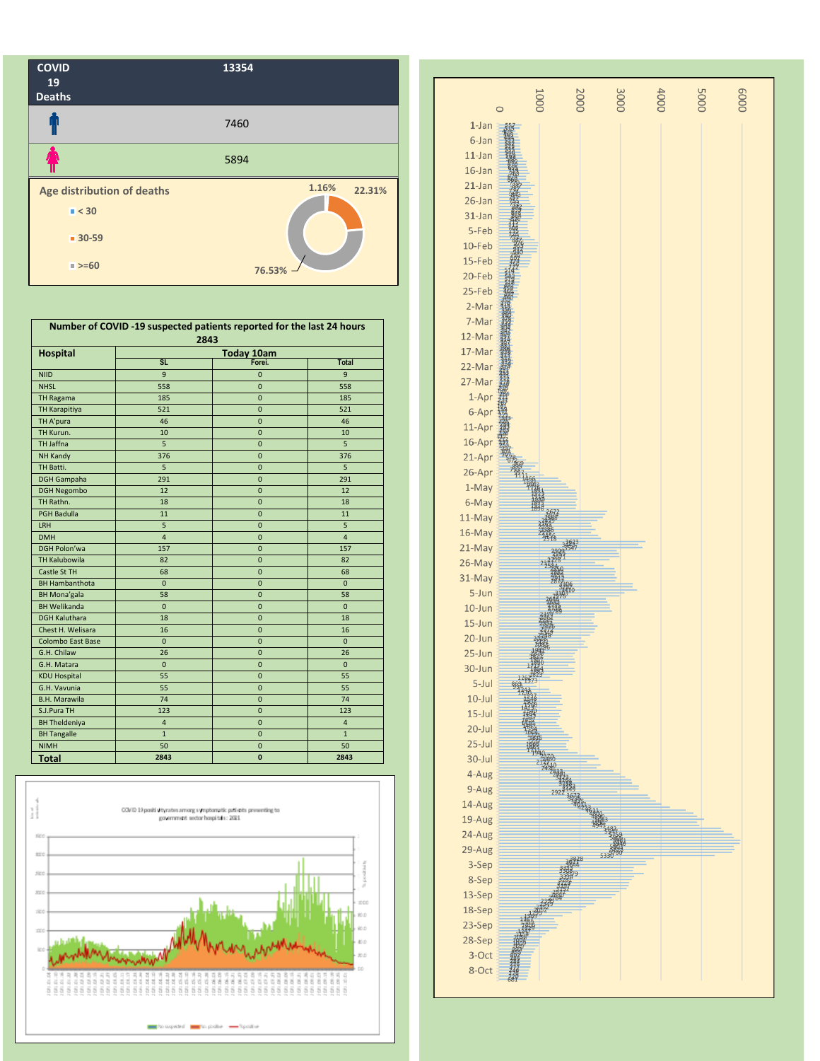| COVID 19 Deaths | 13354 |
|---|---|
| Male | 7460 |
| Female | 5894 |

Age distribution of deaths

< 30

30-59

>=60

1.16%

22.31%

76.53%

| Number of COVID -19 suspected patients reported for the last 24 hours 2843 | | | |
|---|---|---|---|
| Hospital | Today 10am | | |
| | SL | Forei. | Total |
| NIID | 9 | 0 | 9 |
| NHSL | 558 | 0 | 558 |
| TH Ragama | 185 | 0 | 185 |
| TH Karapitiya | 521 | 0 | 521 |
| TH A'pura | 46 | 0 | 46 |
| TH Kurun. | 10 | 0 | 10 |
| TH Jaffna | 5 | 0 | 5 |
| NH Kandy | 376 | 0 | 376 |
| TH Batti. | 5 | 0 | 5 |
| DGH Gampaha | 291 | 0 | 291 |
| DGH Negombo | 12 | 0 | 12 |
| TH Rathn. | 18 | 0 | 18 |
| PGH Badulla | 11 | 0 | 11 |
| LRH | 5 | 0 | 5 |
| DMH | 4 | 0 | 4 |
| DGH Polon'wa | 157 | 0 | 157 |
| TH Kalubowila | 82 | 0 | 82 |
| Castle St TH | 68 | 0 | 68 |
| BH Hambanthota | 0 | 0 | 0 |
| BH Mona'gala | 58 | 0 | 58 |
| BH Welikanda | 0 | 0 | 0 |
| DGH Kaluthara | 18 | 0 | 18 |
| Chest H. Welisara | 16 | 0 | 16 |
| Colombo East Base | 0 | 0 | 0 |
| G.H. Chilaw | 26 | 0 | 26 |
| G.H. Matara | 0 | 0 | 0 |
| KDU Hospital | 55 | 0 | 55 |
| G.H. Vavunia | 55 | 0 | 55 |
| B.H. Marawila | 74 | 0 | 74 |
| S.J.Pura TH | 123 | 0 | 123 |
| BH Theldeniya | 4 | 0 | 4 |
| BH Tangalle | 1 | 0 | 1 |
| NIMH | 50 | 0 | 50 |
| **Total** | **2843** | **0** | **2843** |

COVID 19 positivity rates among symptomatic patients presenting to government sector hospitals: 2021

No. suspected   No. positive   % positive

0 1000 2000 3000 4000 5000 6000

1-Jan 6-Jan 11-Jan 16-Jan 21-Jan 26-Jan 31-Jan 5-Feb 10-Feb 15-Feb 20-Feb 25-Feb 2-Mar 7-Mar 12-Mar 17-Mar 22-Mar 27-Mar 1-Apr 6-Apr 11-Apr 16-Apr 21-Apr 26-Apr 1-May 6-May 11-May 16-May 21-May 26-May 31-May 5-Jun 10-Jun 15-Jun 20-Jun 25-Jun 30-Jun 5-Jul 10-Jul 15-Jul 20-Jul 25-Jul 30-Jul 4-Aug 9-Aug 14-Aug 19-Aug 24-Aug 29-Aug 3-Sep 8-Sep 13-Sep 18-Sep 23-Sep 28-Sep 3-Oct 8-Oct